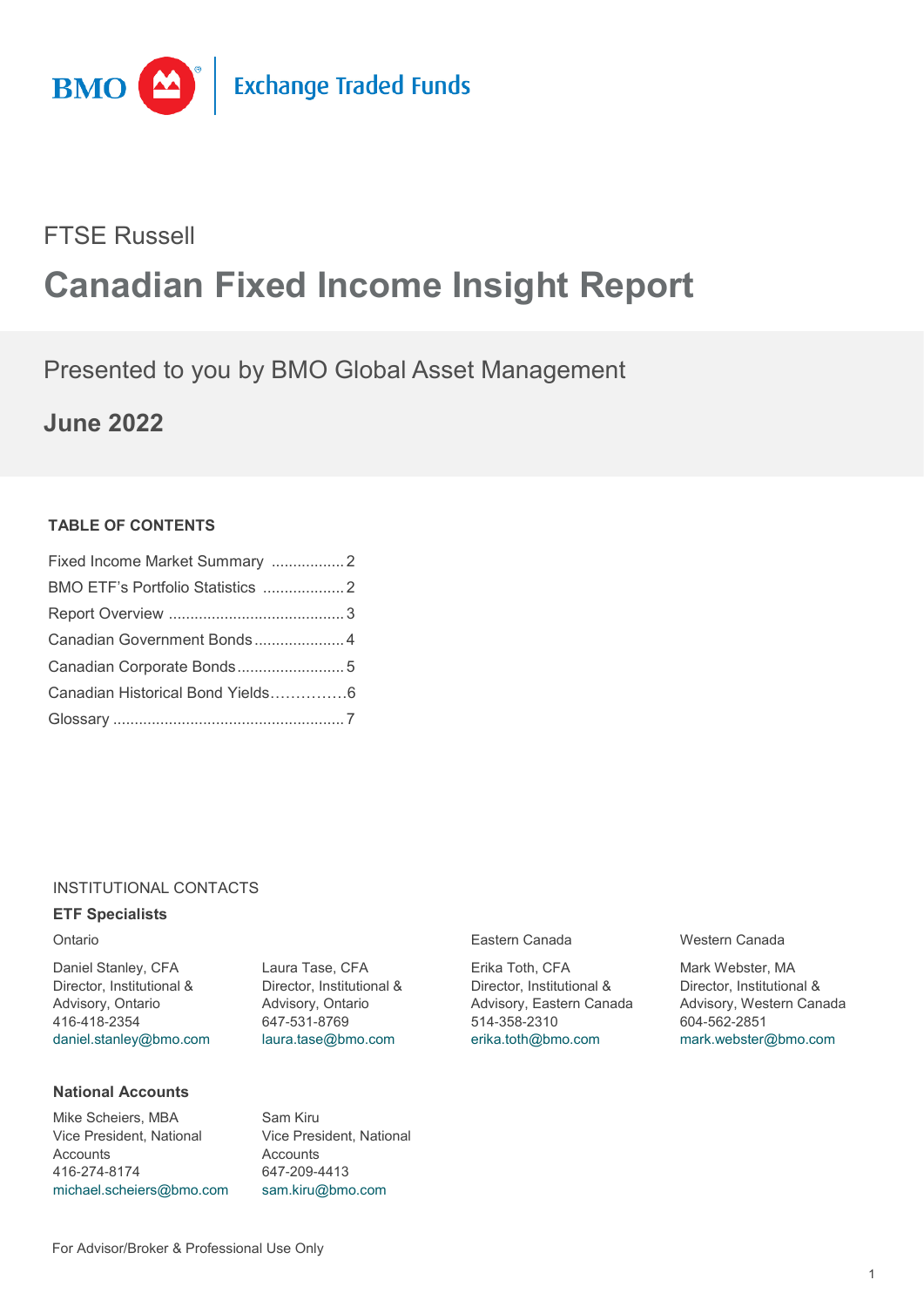BMO Exchange Traded Funds

FTSE Russell

# Canadian Fixed Income Insight Report

Presented to you by BMO Global Asset Management

**June 2022**

**TABLE OF CONTENTS**

Fixed Income Market Summary ................. 2
BMO ETF's Portfolio Statistics .................. 2
Report Overview ......................................... 3
Canadian Government Bonds..................... 4
Canadian Corporate Bonds......................... 5
Canadian Historical Bond Yields……………6
Glossary ..................................................... 7

INSTITUTIONAL CONTACTS

**ETF Specialists**

Ontario

Daniel Stanley, CFA
Director, Institutional & Advisory, Ontario
416-418-2354
daniel.stanley@bmo.com

Laura Tase, CFA
Director, Institutional & Advisory, Ontario
647-531-8769
laura.tase@bmo.com

Eastern Canada

Erika Toth, CFA
Director, Institutional & Advisory, Eastern Canada
514-358-2310
erika.toth@bmo.com

Western Canada

Mark Webster, MA
Director, Institutional & Advisory, Western Canada
604-562-2851
mark.webster@bmo.com

**National Accounts**

Mike Scheiers, MBA
Vice President, National Accounts
416-274-8174
michael.scheiers@bmo.com

Sam Kiru
Vice President, National Accounts
647-209-4413
sam.kiru@bmo.com

For Advisor/Broker & Professional Use Only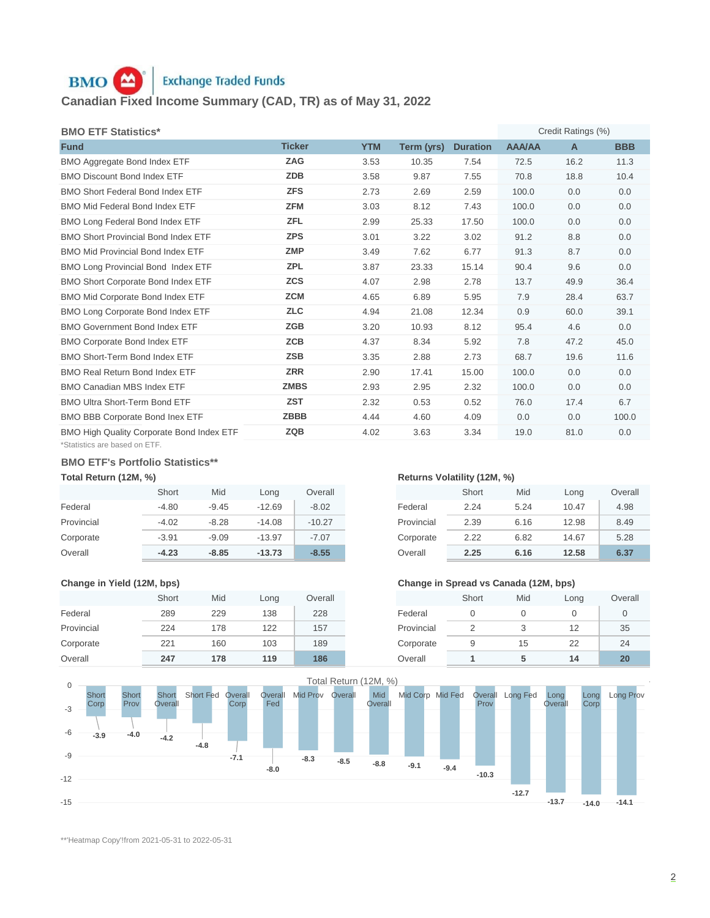# Canadian Fixed Income Summary (CAD, TR) as of May 31, 2022

## BMO ETF Statistics*

| Fund | Ticker | YTM | Term (yrs) | Duration | Credit Ratings (%) AAA/AA | A | BBB |
|---|---|---|---|---|---|---|---|
| BMO Aggregate Bond Index ETF | ZAG | 3.53 | 10.35 | 7.54 | 72.5 | 16.2 | 11.3 |
| BMO Discount Bond Index ETF | ZDB | 3.58 | 9.87 | 7.55 | 70.8 | 18.8 | 10.4 |
| BMO Short Federal Bond Index ETF | ZFS | 2.73 | 2.69 | 2.59 | 100.0 | 0.0 | 0.0 |
| BMO Mid Federal Bond Index ETF | ZFM | 3.03 | 8.12 | 7.43 | 100.0 | 0.0 | 0.0 |
| BMO Long Federal Bond Index ETF | ZFL | 2.99 | 25.33 | 17.50 | 100.0 | 0.0 | 0.0 |
| BMO Short Provincial Bond Index ETF | ZPS | 3.01 | 3.22 | 3.02 | 91.2 | 8.8 | 0.0 |
| BMO Mid Provincial Bond Index ETF | ZMP | 3.49 | 7.62 | 6.77 | 91.3 | 8.7 | 0.0 |
| BMO Long Provincial Bond Index ETF | ZPL | 3.87 | 23.33 | 15.14 | 90.4 | 9.6 | 0.0 |
| BMO Short Corporate Bond Index ETF | ZCS | 4.07 | 2.98 | 2.78 | 13.7 | 49.9 | 36.4 |
| BMO Mid Corporate Bond Index ETF | ZCM | 4.65 | 6.89 | 5.95 | 7.9 | 28.4 | 63.7 |
| BMO Long Corporate Bond Index ETF | ZLC | 4.94 | 21.08 | 12.34 | 0.9 | 60.0 | 39.1 |
| BMO Government Bond Index ETF | ZGB | 3.20 | 10.93 | 8.12 | 95.4 | 4.6 | 0.0 |
| BMO Corporate Bond Index ETF | ZCB | 4.37 | 8.34 | 5.92 | 7.8 | 47.2 | 45.0 |
| BMO Short-Term Bond Index ETF | ZSB | 3.35 | 2.88 | 2.73 | 68.7 | 19.6 | 11.6 |
| BMO Real Return Bond Index ETF | ZRR | 2.90 | 17.41 | 15.00 | 100.0 | 0.0 | 0.0 |
| BMO Canadian MBS Index ETF | ZMBS | 2.93 | 2.95 | 2.32 | 100.0 | 0.0 | 0.0 |
| BMO Ultra Short-Term Bond ETF | ZST | 2.32 | 0.53 | 0.52 | 76.0 | 17.4 | 6.7 |
| BMO BBB Corporate Bond Inex ETF | ZBBB | 4.44 | 4.60 | 4.09 | 0.0 | 0.0 | 100.0 |
| BMO High Quality Corporate Bond Index ETF | ZQB | 4.02 | 3.63 | 3.34 | 19.0 | 81.0 | 0.0 |

*Statistics are based on ETF.

## BMO ETF's Portfolio Statistics**

### Total Return (12M, %)

| | Short | Mid | Long | Overall |
|---|---|---|---|---|
| Federal | -4.80 | -9.45 | -12.69 | -8.02 |
| Provincial | -4.02 | -8.28 | -14.08 | -10.27 |
| Corporate | -3.91 | -9.09 | -13.97 | -7.07 |
| Overall | **-4.23** | **-8.85** | **-13.73** | **-8.55** |

### Returns Volatility (12M, %)

| | Short | Mid | Long | Overall |
|---|---|---|---|---|
| Federal | 2.24 | 5.24 | 10.47 | 4.98 |
| Provincial | 2.39 | 6.16 | 12.98 | 8.49 |
| Corporate | 2.22 | 6.82 | 14.67 | 5.28 |
| Overall | **2.25** | **6.16** | **12.58** | **6.37** |

### Change in Yield (12M, bps)

| | Short | Mid | Long | Overall |
|---|---|---|---|---|
| Federal | 289 | 229 | 138 | 228 |
| Provincial | 224 | 178 | 122 | 157 |
| Corporate | 221 | 160 | 103 | 189 |
| Overall | **247** | **178** | **119** | **186** |

### Change in Spread vs Canada (12M, bps)

| | Short | Mid | Long | Overall |
|---|---|---|---|---|
| Federal | 0 | 0 | 0 | 0 |
| Provincial | 2 | 3 | 12 | 35 |
| Corporate | 9 | 15 | 22 | 24 |
| Overall | **1** | **5** | **14** | **20** |

### Total Return (12M, %)

| Category | Total Return (%) |
|---|---|
| Short Corp | -3.9 |
| Short Prov | -4.0 |
| Short Overall | -4.2 |
| Short Fed | -4.8 |
| Overall Corp | -7.1 |
| Overall Fed | -8.0 |
| Mid Prov | -8.3 |
| Overall | -8.5 |
| Mid Overall | -8.8 |
| Mid Corp | -9.1 |
| Mid Fed | -9.4 |
| Overall Prov | -10.3 |
| Long Fed | -12.7 |
| Long Overall | -13.7 |
| Long Corp | -14.0 |
| Long Prov | -14.1 |

**'Heatmap Copy'!from 2021-05-31 to 2022-05-31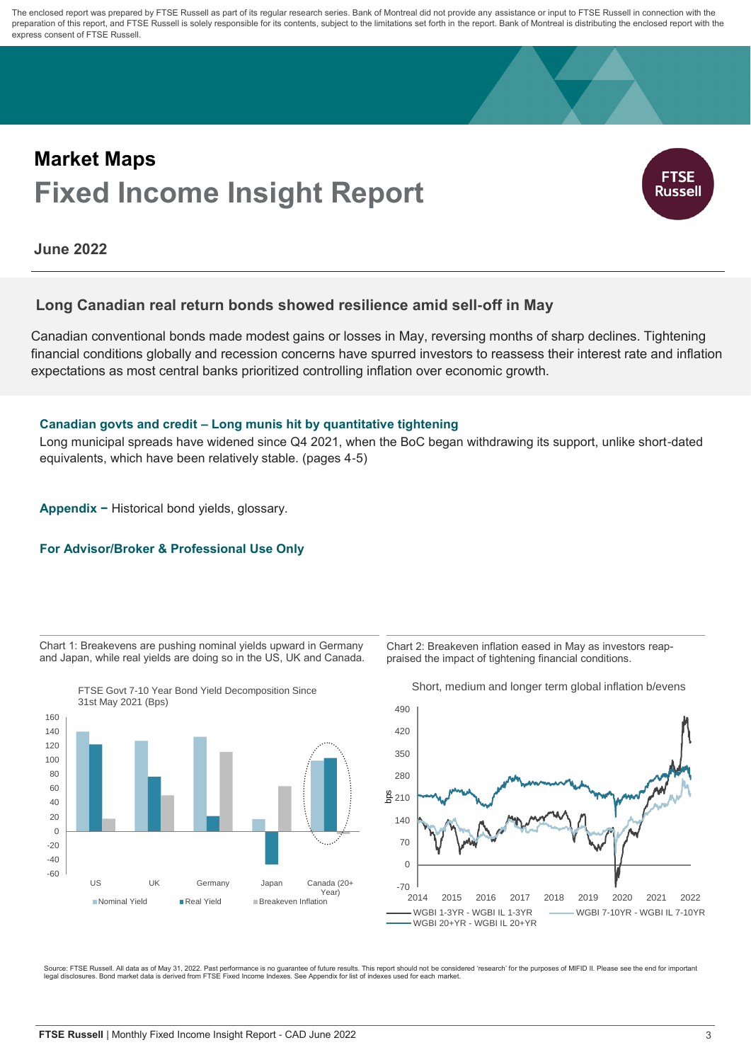The enclosed report was prepared by FTSE Russell as part of its regular research series. Bank of Montreal did not provide any assistance or input to FTSE Russell in connection with the preparation of this report, and FTSE Russell is solely responsible for its contents, subject to the limitations set forth in the report. Bank of Montreal is distributing the enclosed report with the express consent of FTSE Russell.

# Market Maps

# Fixed Income Insight Report

**June 2022**

## Long Canadian real return bonds showed resilience amid sell-off in May

Canadian conventional bonds made modest gains or losses in May, reversing months of sharp declines. Tightening financial conditions globally and recession concerns have spurred investors to reassess their interest rate and inflation expectations as most central banks prioritized controlling inflation over economic growth.

### Canadian govts and credit – Long munis hit by quantitative tightening

Long municipal spreads have widened since Q4 2021, when the BoC began withdrawing its support, unlike short-dated equivalents, which have been relatively stable. (pages 4-5)

**Appendix –** Historical bond yields, glossary.

**For Advisor/Broker & Professional Use Only**

Chart 1: Breakevens are pushing nominal yields upward in Germany and Japan, while real yields are doing so in the US, UK and Canada.

FTSE Govt 7-10 Year Bond Yield Decomposition Since 31st May 2021 (Bps)

Chart 2: Breakeven inflation eased in May as investors reappraised the impact of tightening financial conditions.

Short, medium and longer term global inflation b/evens

Source: FTSE Russell. All data as of May 31, 2022. Past performance is no guarantee of future results. This report should not be considered 'research' for the purposes of MIFID II. Please see the end for important legal disclosures. Bond market data is derived from FTSE Fixed Income Indexes. See Appendix for list of indexes used for each market.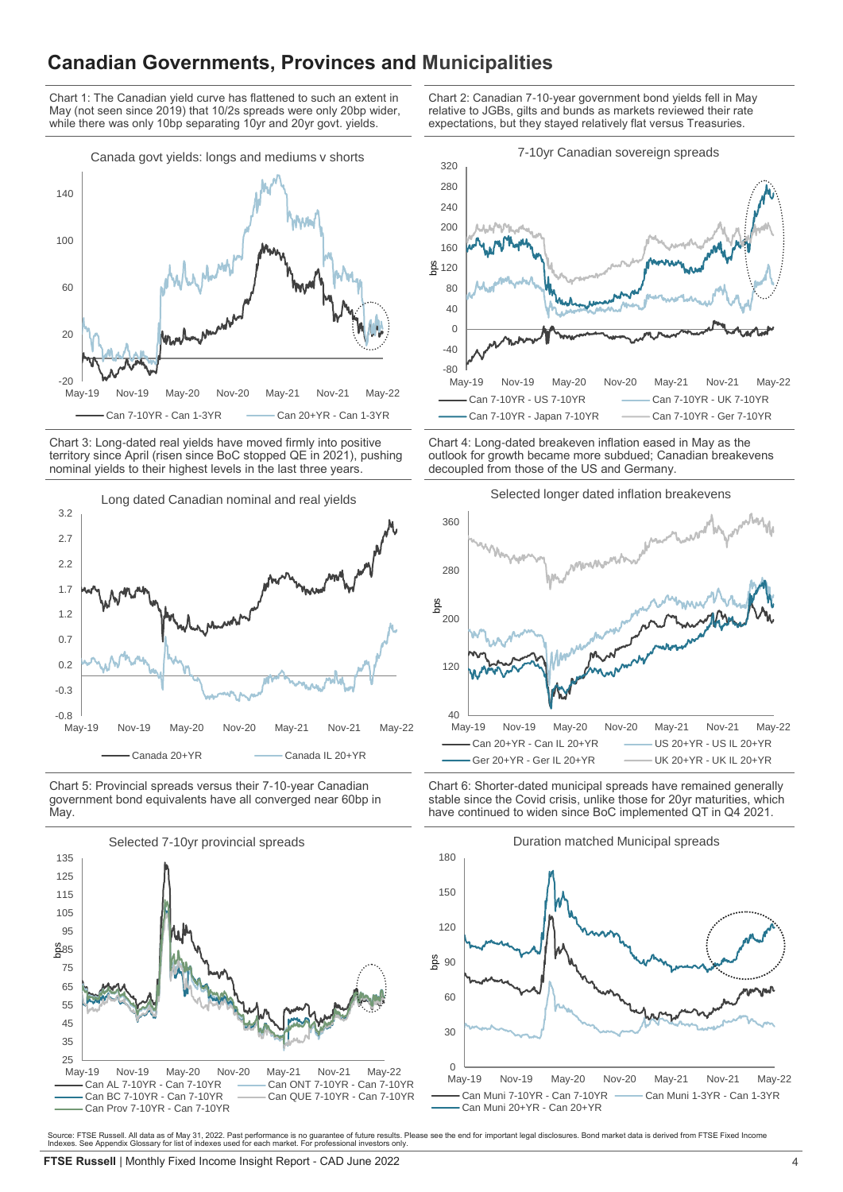# Canadian Governments, Provinces and Municipalities

Chart 1: The Canadian yield curve has flattened to such an extent in May (not seen since 2019) that 10/2s spreads were only 20bp wider, while there was only 10bp separating 10yr and 20yr govt. yields.

Canada govt yields: longs and mediums v shorts

Can 7-10YR - Can 1-3YR | Can 20+YR - Can 1-3YR

Chart 2: Canadian 7-10-year government bond yields fell in May relative to JGBs, gilts and bunds as markets reviewed their rate expectations, but they stayed relatively flat versus Treasuries.

7-10yr Canadian sovereign spreads

Can 7-10YR - US 7-10YR | Can 7-10YR - UK 7-10YR | Can 7-10YR - Japan 7-10YR | Can 7-10YR - Ger 7-10YR

Chart 3: Long-dated real yields have moved firmly into positive territory since April (risen since BoC stopped QE in 2021), pushing nominal yields to their highest levels in the last three years.

Long dated Canadian nominal and real yields

Canada 20+YR | Canada IL 20+YR

Chart 4: Long-dated breakeven inflation eased in May as the outlook for growth became more subdued; Canadian breakevens decoupled from those of the US and Germany.

Selected longer dated inflation breakevens

Can 20+YR - Can IL 20+YR | US 20+YR - US IL 20+YR | Ger 20+YR - Ger IL 20+YR | UK 20+YR - UK IL 20+YR

Chart 5: Provincial spreads versus their 7-10-year Canadian government bond equivalents have all converged near 60bp in May.

Selected 7-10yr provincial spreads

Can AL 7-10YR - Can 7-10YR | Can ONT 7-10YR - Can 7-10YR | Can BC 7-10YR - Can 7-10YR | Can QUE 7-10YR - Can 7-10YR | Can Prov 7-10YR - Can 7-10YR

Chart 6: Shorter-dated municipal spreads have remained generally stable since the Covid crisis, unlike those for 20yr maturities, which have continued to widen since BoC implemented QT in Q4 2021.

Duration matched Municipal spreads

Can Muni 7-10YR - Can 7-10YR | Can Muni 1-3YR - Can 1-3YR | Can Muni 20+YR - Can 20+YR

Source: FTSE Russell. All data as of May 31, 2022. Past performance is no guarantee of future results. Please see the end for important legal disclosures. Bond market data is derived from FTSE Fixed Income Indexes. See Appendix Glossary for list of indexes used for each market. For professional investors only.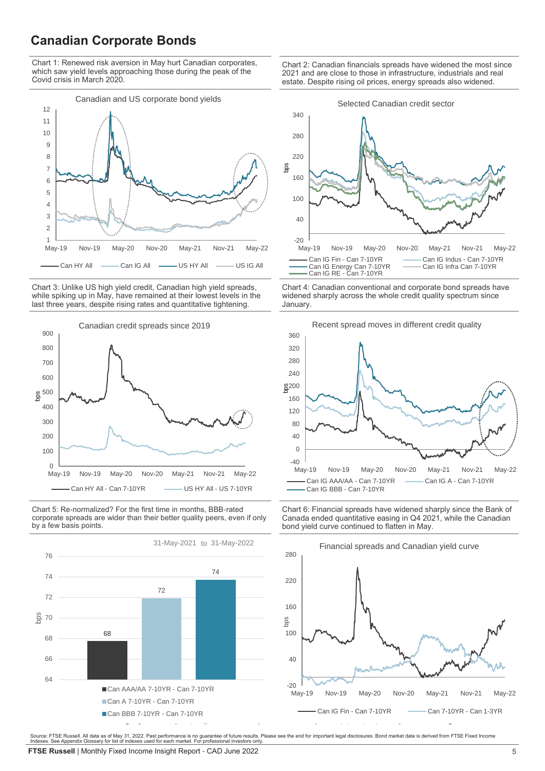# Canadian Corporate Bonds

Chart 1: Renewed risk aversion in May hurt Canadian corporates, which saw yield levels approaching those during the peak of the Covid crisis in March 2020.

Canadian and US corporate bond yields

Chart 2: Canadian financials spreads have widened the most since 2021 and are close to those in infrastructure, industrials and real estate. Despite rising oil prices, energy spreads also widened.

Selected Canadian credit sector

Chart 3: Unlike US high yield credit, Canadian high yield spreads, while spiking up in May, have remained at their lowest levels in the last three years, despite rising rates and quantitative tightening.

Canadian credit spreads since 2019

Chart 4: Canadian conventional and corporate bond spreads have widened sharply across the whole credit quality spectrum since January.

Recent spread moves in different credit quality

Chart 5: Re-normalized? For the first time in months, BBB-rated corporate spreads are wider than their better quality peers, even if only by a few basis points.

31-May-2021 to 31-May-2022

| Series | bps |
| --- | --- |
| Can AAA/AA 7-10YR - Can 7-10YR | 68 |
| Can A 7-10YR - Can 7-10YR | 72 |
| Can BBB 7-10YR - Can 7-10YR | 74 |

Chart 6: Financial spreads have widened sharply since the Bank of Canada ended quantitative easing in Q4 2021, while the Canadian bond yield curve continued to flatten in May.

Financial spreads and Canadian yield curve

Source: FTSE Russell. All data as of May 31, 2022. Past performance is no guarantee of future results. Please see the end for important legal disclosures. Bond market data is derived from FTSE Fixed Income Indexes. See Appendix Glossary for list of indexes used for each market. For professional investors only.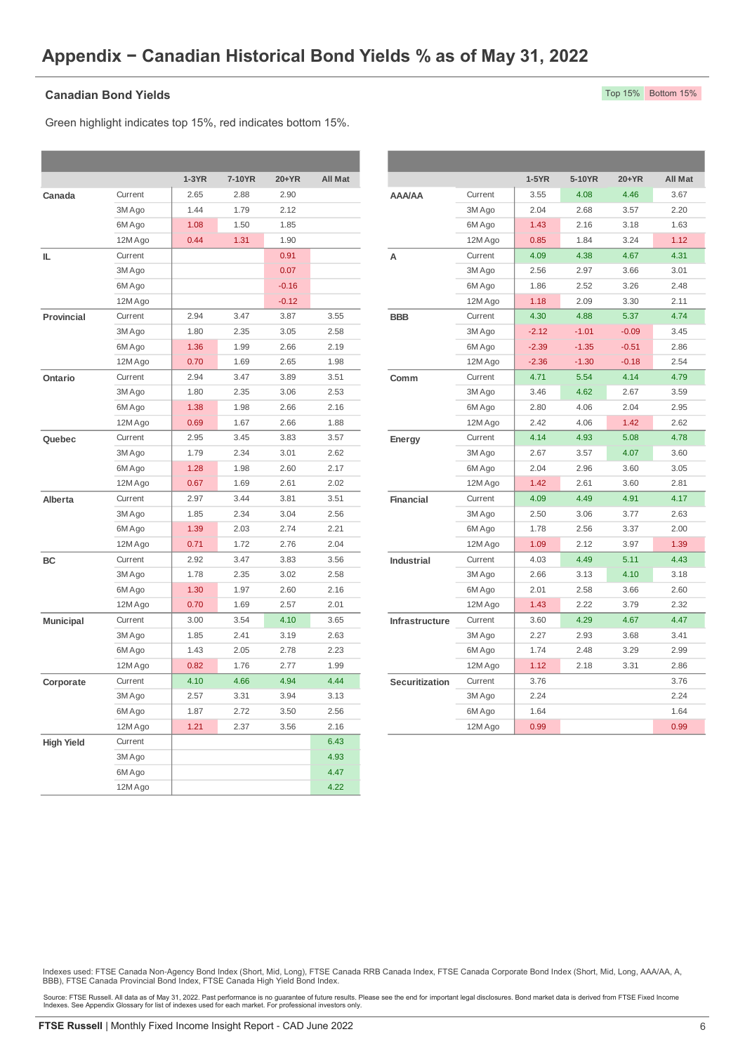## Appendix − Canadian Historical Bond Yields % as of May 31, 2022

### Canadian Bond Yields

Top 15% | Bottom 15%

Green highlight indicates top 15%, red indicates bottom 15%.

| | | 1-3YR | 7-10YR | 20+YR | All Mat |
|---|---|---|---|---|---|
| **Canada** | Current | 2.65 | 2.88 | 2.90 | |
| | 3M Ago | 1.44 | 1.79 | 2.12 | |
| | 6M Ago | 1.08 | 1.50 | 1.85 | |
| | 12M Ago | 0.44 | 1.31 | 1.90 | |
| **IL** | Current | | | 0.91 | |
| | 3M Ago | | | 0.07 | |
| | 6M Ago | | | -0.16 | |
| | 12M Ago | | | -0.12 | |
| **Provincial** | Current | 2.94 | 3.47 | 3.87 | 3.55 |
| | 3M Ago | 1.80 | 2.35 | 3.05 | 2.58 |
| | 6M Ago | 1.36 | 1.99 | 2.66 | 2.19 |
| | 12M Ago | 0.70 | 1.69 | 2.65 | 1.98 |
| **Ontario** | Current | 2.94 | 3.47 | 3.89 | 3.51 |
| | 3M Ago | 1.80 | 2.35 | 3.06 | 2.53 |
| | 6M Ago | 1.38 | 1.98 | 2.66 | 2.16 |
| | 12M Ago | 0.69 | 1.67 | 2.66 | 1.88 |
| **Quebec** | Current | 2.95 | 3.45 | 3.83 | 3.57 |
| | 3M Ago | 1.79 | 2.34 | 3.01 | 2.62 |
| | 6M Ago | 1.28 | 1.98 | 2.60 | 2.17 |
| | 12M Ago | 0.67 | 1.69 | 2.61 | 2.02 |
| **Alberta** | Current | 2.97 | 3.44 | 3.81 | 3.51 |
| | 3M Ago | 1.85 | 2.34 | 3.04 | 2.56 |
| | 6M Ago | 1.39 | 2.03 | 2.74 | 2.21 |
| | 12M Ago | 0.71 | 1.72 | 2.76 | 2.04 |
| **BC** | Current | 2.92 | 3.47 | 3.83 | 3.56 |
| | 3M Ago | 1.78 | 2.35 | 3.02 | 2.58 |
| | 6M Ago | 1.30 | 1.97 | 2.60 | 2.16 |
| | 12M Ago | 0.70 | 1.69 | 2.57 | 2.01 |
| **Municipal** | Current | 3.00 | 3.54 | 4.10 | 3.65 |
| | 3M Ago | 1.85 | 2.41 | 3.19 | 2.63 |
| | 6M Ago | 1.43 | 2.05 | 2.78 | 2.23 |
| | 12M Ago | 0.82 | 1.76 | 2.77 | 1.99 |
| **Corporate** | Current | 4.10 | 4.66 | 4.94 | 4.44 |
| | 3M Ago | 2.57 | 3.31 | 3.94 | 3.13 |
| | 6M Ago | 1.87 | 2.72 | 3.50 | 2.56 |
| | 12M Ago | 1.21 | 2.37 | 3.56 | 2.16 |
| **High Yield** | Current | | | | 6.43 |
| | 3M Ago | | | | 4.93 |
| | 6M Ago | | | | 4.47 |
| | 12M Ago | | | | 4.22 |

| | | 1-5YR | 5-10YR | 20+YR | All Mat |
|---|---|---|---|---|---|
| **AAA/AA** | Current | 3.55 | 4.08 | 4.46 | 3.67 |
| | 3M Ago | 2.04 | 2.68 | 3.57 | 2.20 |
| | 6M Ago | 1.43 | 2.16 | 3.18 | 1.63 |
| | 12M Ago | 0.85 | 1.84 | 3.24 | 1.12 |
| **A** | Current | 4.09 | 4.38 | 4.67 | 4.31 |
| | 3M Ago | 2.56 | 2.97 | 3.66 | 3.01 |
| | 6M Ago | 1.86 | 2.52 | 3.26 | 2.48 |
| | 12M Ago | 1.18 | 2.09 | 3.30 | 2.11 |
| **BBB** | Current | 4.30 | 4.88 | 5.37 | 4.74 |
| | 3M Ago | -2.12 | -1.01 | -0.09 | 3.45 |
| | 6M Ago | -2.39 | -1.35 | -0.51 | 2.86 |
| | 12M Ago | -2.36 | -1.30 | -0.18 | 2.54 |
| **Comm** | Current | 4.71 | 5.54 | 4.14 | 4.79 |
| | 3M Ago | 3.46 | 4.62 | 2.67 | 3.59 |
| | 6M Ago | 2.80 | 4.06 | 2.04 | 2.95 |
| | 12M Ago | 2.42 | 4.06 | 1.42 | 2.62 |
| **Energy** | Current | 4.14 | 4.93 | 5.08 | 4.78 |
| | 3M Ago | 2.67 | 3.57 | 4.07 | 3.60 |
| | 6M Ago | 2.04 | 2.96 | 3.60 | 3.05 |
| | 12M Ago | 1.42 | 2.61 | 3.60 | 2.81 |
| **Financial** | Current | 4.09 | 4.49 | 4.91 | 4.17 |
| | 3M Ago | 2.50 | 3.06 | 3.77 | 2.63 |
| | 6M Ago | 1.78 | 2.56 | 3.37 | 2.00 |
| | 12M Ago | 1.09 | 2.12 | 3.97 | 1.39 |
| **Industrial** | Current | 4.03 | 4.49 | 5.11 | 4.43 |
| | 3M Ago | 2.66 | 3.13 | 4.10 | 3.18 |
| | 6M Ago | 2.01 | 2.58 | 3.66 | 2.60 |
| | 12M Ago | 1.43 | 2.22 | 3.79 | 2.32 |
| **Infrastructure** | Current | 3.60 | 4.29 | 4.67 | 4.47 |
| | 3M Ago | 2.27 | 2.93 | 3.68 | 3.41 |
| | 6M Ago | 1.74 | 2.48 | 3.29 | 2.99 |
| | 12M Ago | 1.12 | 2.18 | 3.31 | 2.86 |
| **Securitization** | Current | 3.76 | | | 3.76 |
| | 3M Ago | 2.24 | | | 2.24 |
| | 6M Ago | 1.64 | | | 1.64 |
| | 12M Ago | 0.99 | | | 0.99 |

Indexes used: FTSE Canada Non-Agency Bond Index (Short, Mid, Long), FTSE Canada RRB Canada Index, FTSE Canada Corporate Bond Index (Short, Mid, Long, AAA/AA, A, BBB), FTSE Canada Provincial Bond Index, FTSE Canada High Yield Bond Index.

Source: FTSE Russell. All data as of May 31, 2022. Past performance is no guarantee of future results. Please see the end for important legal disclosures. Bond market data is derived from FTSE Fixed Income Indexes. See Appendix Glossary for list of indexes used for each market. For professional investors only.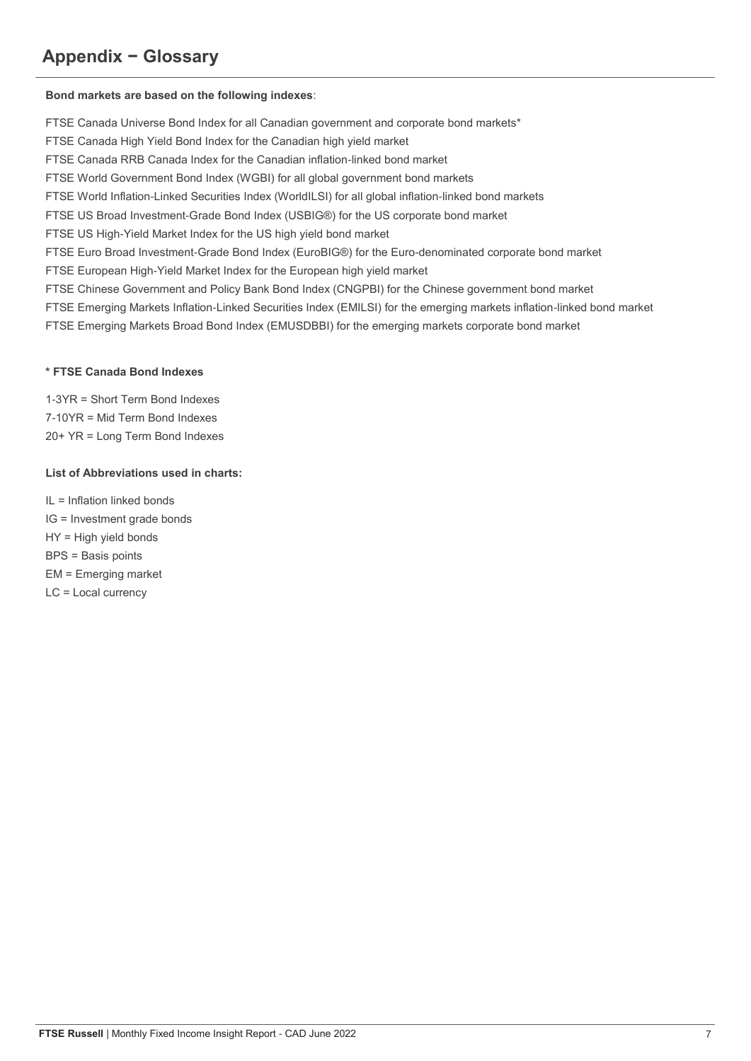# Appendix − Glossary

**Bond markets are based on the following indexes**:

FTSE Canada Universe Bond Index for all Canadian government and corporate bond markets*

FTSE Canada High Yield Bond Index for the Canadian high yield market

FTSE Canada RRB Canada Index for the Canadian inflation-linked bond market

FTSE World Government Bond Index (WGBI) for all global government bond markets

FTSE World Inflation-Linked Securities Index (WorldILSI) for all global inflation-linked bond markets

FTSE US Broad Investment-Grade Bond Index (USBIG®) for the US corporate bond market

FTSE US High-Yield Market Index for the US high yield bond market

FTSE Euro Broad Investment-Grade Bond Index (EuroBIG®) for the Euro-denominated corporate bond market

FTSE European High-Yield Market Index for the European high yield market

FTSE Chinese Government and Policy Bank Bond Index (CNGPBI) for the Chinese government bond market

FTSE Emerging Markets Inflation-Linked Securities Index (EMILSI) for the emerging markets inflation-linked bond market

FTSE Emerging Markets Broad Bond Index (EMUSDBBI) for the emerging markets corporate bond market

**\* FTSE Canada Bond Indexes**

1-3YR = Short Term Bond Indexes

7-10YR = Mid Term Bond Indexes

20+ YR = Long Term Bond Indexes

**List of Abbreviations used in charts:**

IL = Inflation linked bonds

IG = Investment grade bonds

HY = High yield bonds

BPS = Basis points

EM = Emerging market

LC = Local currency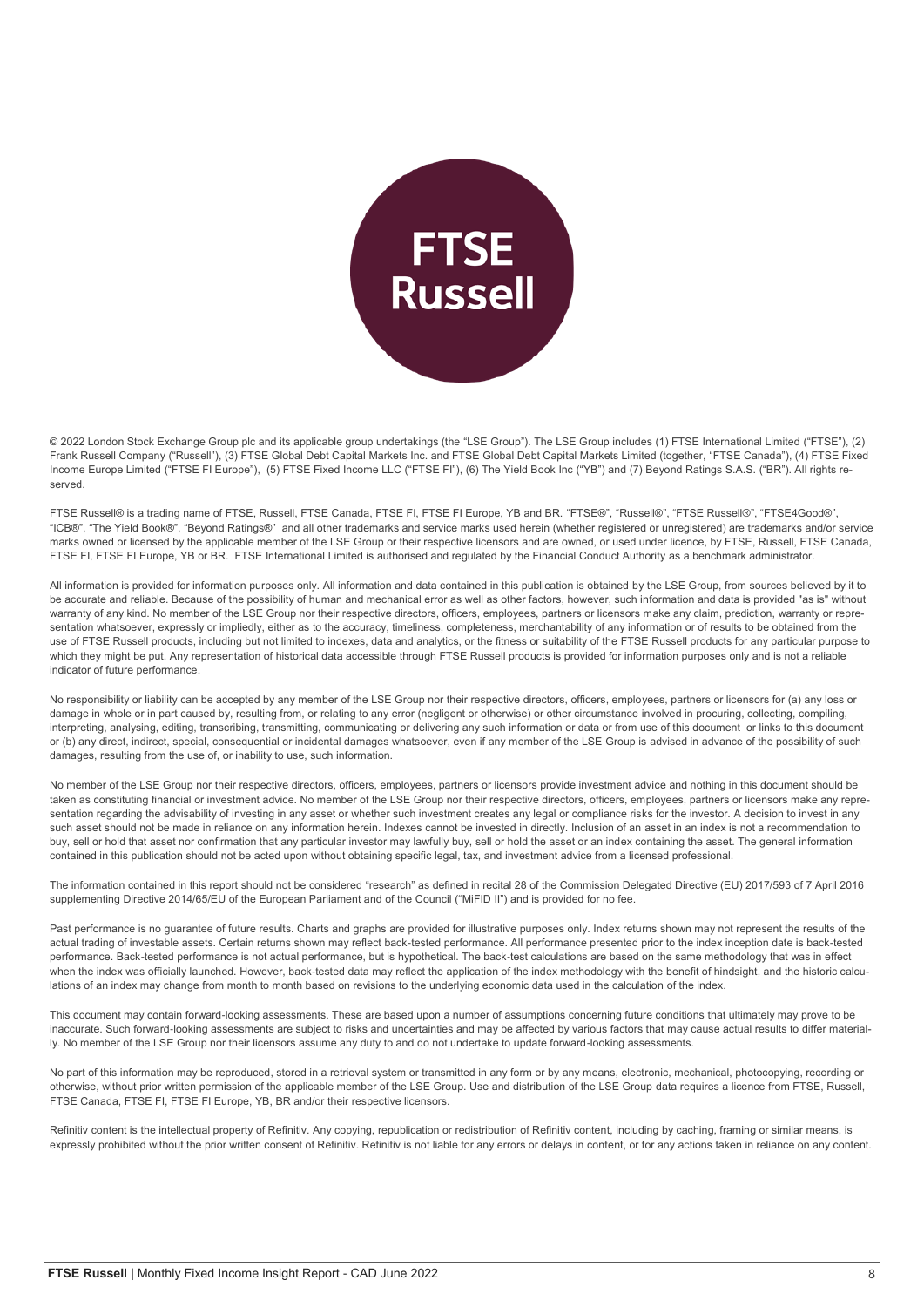© 2022 London Stock Exchange Group plc and its applicable group undertakings (the "LSE Group"). The LSE Group includes (1) FTSE International Limited ("FTSE"), (2) Frank Russell Company ("Russell"), (3) FTSE Global Debt Capital Markets Inc. and FTSE Global Debt Capital Markets Limited (together, "FTSE Canada"), (4) FTSE Fixed Income Europe Limited ("FTSE FI Europe"), (5) FTSE Fixed Income LLC ("FTSE FI"), (6) The Yield Book Inc ("YB") and (7) Beyond Ratings S.A.S. ("BR"). All rights reserved.

FTSE Russell® is a trading name of FTSE, Russell, FTSE Canada, FTSE FI, FTSE FI Europe, YB and BR. "FTSE®", "Russell®", "FTSE Russell®", "FTSE4Good®", "ICB®", "The Yield Book®", "Beyond Ratings®" and all other trademarks and service marks used herein (whether registered or unregistered) are trademarks and/or service marks owned or licensed by the applicable member of the LSE Group or their respective licensors and are owned, or used under licence, by FTSE, Russell, FTSE Canada, FTSE FI, FTSE FI Europe, YB or BR. FTSE International Limited is authorised and regulated by the Financial Conduct Authority as a benchmark administrator.

All information is provided for information purposes only. All information and data contained in this publication is obtained by the LSE Group, from sources believed by it to be accurate and reliable. Because of the possibility of human and mechanical error as well as other factors, however, such information and data is provided "as is" without warranty of any kind. No member of the LSE Group nor their respective directors, officers, employees, partners or licensors make any claim, prediction, warranty or representation whatsoever, expressly or impliedly, either as to the accuracy, timeliness, completeness, merchantability of any information or of results to be obtained from the use of FTSE Russell products, including but not limited to indexes, data and analytics, or the fitness or suitability of the FTSE Russell products for any particular purpose to which they might be put. Any representation of historical data accessible through FTSE Russell products is provided for information purposes only and is not a reliable indicator of future performance.

No responsibility or liability can be accepted by any member of the LSE Group nor their respective directors, officers, employees, partners or licensors for (a) any loss or damage in whole or in part caused by, resulting from, or relating to any error (negligent or otherwise) or other circumstance involved in procuring, collecting, compiling, interpreting, analysing, editing, transcribing, transmitting, communicating or delivering any such information or data or from use of this document or links to this document or (b) any direct, indirect, special, consequential or incidental damages whatsoever, even if any member of the LSE Group is advised in advance of the possibility of such damages, resulting from the use of, or inability to use, such information.

No member of the LSE Group nor their respective directors, officers, employees, partners or licensors provide investment advice and nothing in this document should be taken as constituting financial or investment advice. No member of the LSE Group nor their respective directors, officers, employees, partners or licensors make any representation regarding the advisability of investing in any asset or whether such investment creates any legal or compliance risks for the investor. A decision to invest in any such asset should not be made in reliance on any information herein. Indexes cannot be invested in directly. Inclusion of an asset in an index is not a recommendation to buy, sell or hold that asset nor confirmation that any particular investor may lawfully buy, sell or hold the asset or an index containing the asset. The general information contained in this publication should not be acted upon without obtaining specific legal, tax, and investment advice from a licensed professional.

The information contained in this report should not be considered "research" as defined in recital 28 of the Commission Delegated Directive (EU) 2017/593 of 7 April 2016 supplementing Directive 2014/65/EU of the European Parliament and of the Council ("MiFID II") and is provided for no fee.

Past performance is no guarantee of future results. Charts and graphs are provided for illustrative purposes only. Index returns shown may not represent the results of the actual trading of investable assets. Certain returns shown may reflect back-tested performance. All performance presented prior to the index inception date is back-tested performance. Back-tested performance is not actual performance, but is hypothetical. The back-test calculations are based on the same methodology that was in effect when the index was officially launched. However, back-tested data may reflect the application of the index methodology with the benefit of hindsight, and the historic calculations of an index may change from month to month based on revisions to the underlying economic data used in the calculation of the index.

This document may contain forward-looking assessments. These are based upon a number of assumptions concerning future conditions that ultimately may prove to be inaccurate. Such forward-looking assessments are subject to risks and uncertainties and may be affected by various factors that may cause actual results to differ materially. No member of the LSE Group nor their licensors assume any duty to and do not undertake to update forward-looking assessments.

No part of this information may be reproduced, stored in a retrieval system or transmitted in any form or by any means, electronic, mechanical, photocopying, recording or otherwise, without prior written permission of the applicable member of the LSE Group. Use and distribution of the LSE Group data requires a licence from FTSE, Russell, FTSE Canada, FTSE FI, FTSE FI Europe, YB, BR and/or their respective licensors.

Refinitiv content is the intellectual property of Refinitiv. Any copying, republication or redistribution of Refinitiv content, including by caching, framing or similar means, is expressly prohibited without the prior written consent of Refinitiv. Refinitiv is not liable for any errors or delays in content, or for any actions taken in reliance on any content.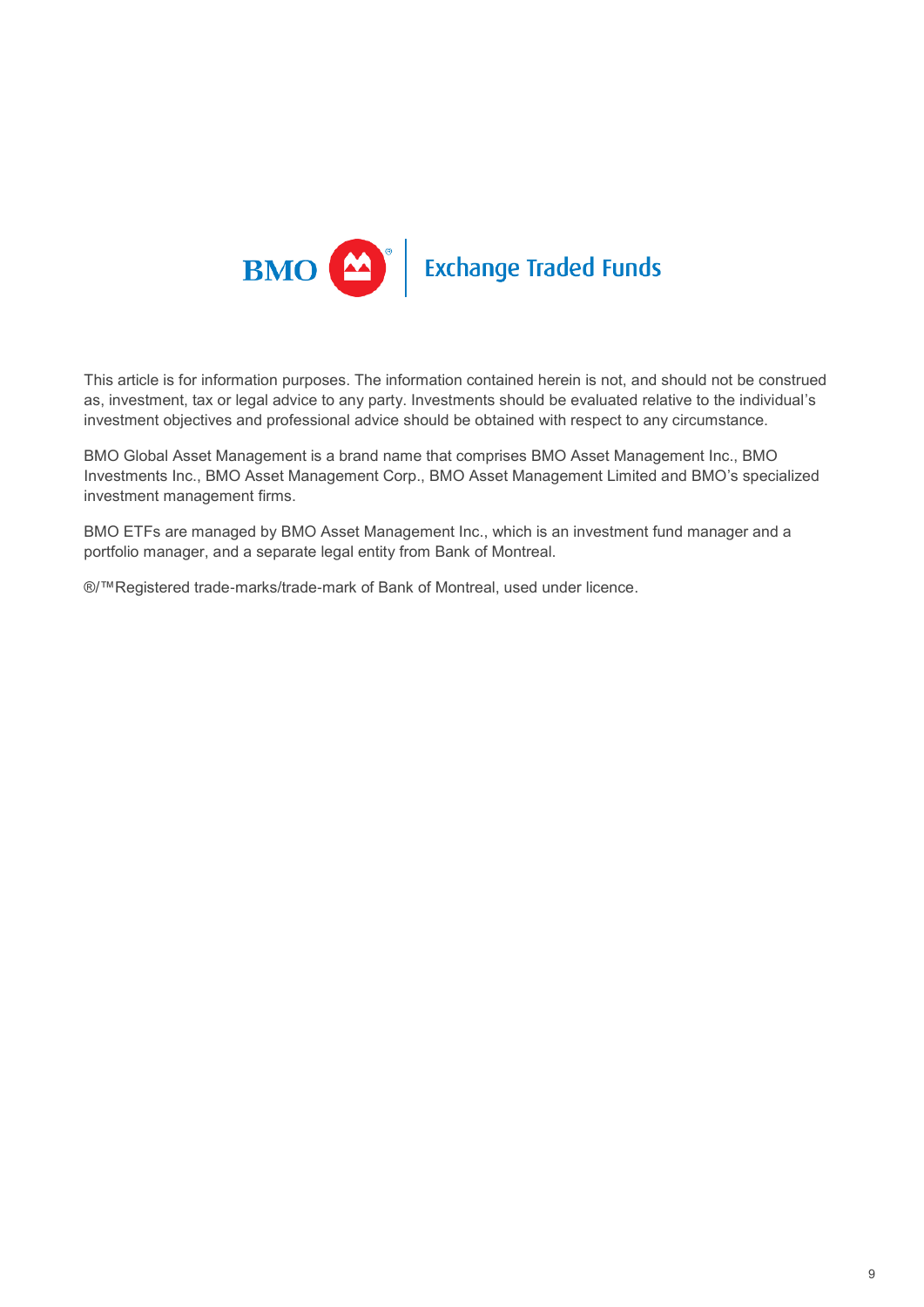BMO | Exchange Traded Funds

This article is for information purposes. The information contained herein is not, and should not be construed as, investment, tax or legal advice to any party. Investments should be evaluated relative to the individual's investment objectives and professional advice should be obtained with respect to any circumstance.

BMO Global Asset Management is a brand name that comprises BMO Asset Management Inc., BMO Investments Inc., BMO Asset Management Corp., BMO Asset Management Limited and BMO's specialized investment management firms.

BMO ETFs are managed by BMO Asset Management Inc., which is an investment fund manager and a portfolio manager, and a separate legal entity from Bank of Montreal.

®/™Registered trade-marks/trade-mark of Bank of Montreal, used under licence.